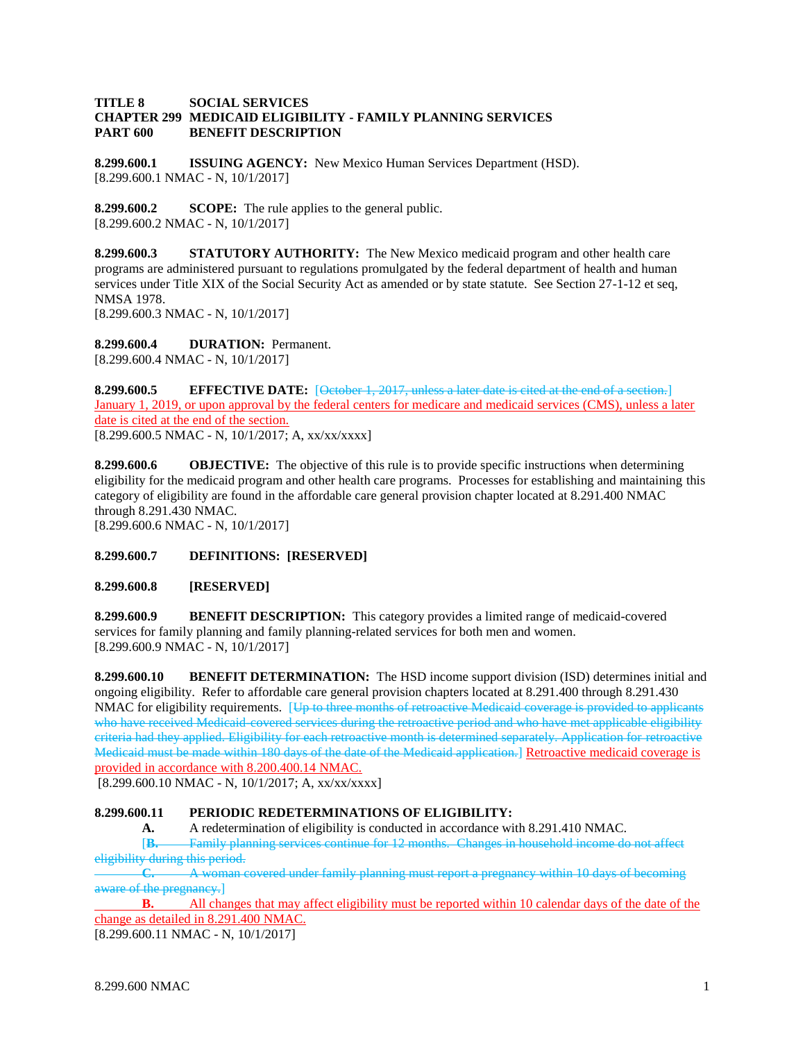**TITLE 8 SOCIAL SERVICES**
**CHAPTER 299 MEDICAID ELIGIBILITY - FAMILY PLANNING SERVICES**
**PART 600 BENEFIT DESCRIPTION**

**8.299.600.1 ISSUING AGENCY:** New Mexico Human Services Department (HSD).
[8.299.600.1 NMAC - N, 10/1/2017]

**8.299.600.2 SCOPE:** The rule applies to the general public.
[8.299.600.2 NMAC - N, 10/1/2017]

**8.299.600.3 STATUTORY AUTHORITY:** The New Mexico medicaid program and other health care programs are administered pursuant to regulations promulgated by the federal department of health and human services under Title XIX of the Social Security Act as amended or by state statute. See Section 27-1-12 et seq, NMSA 1978.
[8.299.600.3 NMAC - N, 10/1/2017]

**8.299.600.4 DURATION:** Permanent.
[8.299.600.4 NMAC - N, 10/1/2017]

**8.299.600.5 EFFECTIVE DATE:** [~~October 1, 2017, unless a later date is cited at the end of a section.~~] <u>January 1, 2019, or upon approval by the federal centers for medicare and medicaid services (CMS), unless a later date is cited at the end of the section.</u>
[8.299.600.5 NMAC - N, 10/1/2017; A, xx/xx/xxxx]

**8.299.600.6 OBJECTIVE:** The objective of this rule is to provide specific instructions when determining eligibility for the medicaid program and other health care programs. Processes for establishing and maintaining this category of eligibility are found in the affordable care general provision chapter located at 8.291.400 NMAC through 8.291.430 NMAC.
[8.299.600.6 NMAC - N, 10/1/2017]

**8.299.600.7 DEFINITIONS: [RESERVED]**

**8.299.600.8 [RESERVED]**

**8.299.600.9 BENEFIT DESCRIPTION:** This category provides a limited range of medicaid-covered services for family planning and family planning-related services for both men and women.
[8.299.600.9 NMAC - N, 10/1/2017]

**8.299.600.10 BENEFIT DETERMINATION:** The HSD income support division (ISD) determines initial and ongoing eligibility. Refer to affordable care general provision chapters located at 8.291.400 through 8.291.430 NMAC for eligibility requirements. [~~Up to three months of retroactive Medicaid coverage is provided to applicants who have received Medicaid-covered services during the retroactive period and who have met applicable eligibility criteria had they applied. Eligibility for each retroactive month is determined separately. Application for retroactive Medicaid must be made within 180 days of the date of the Medicaid application.~~] <u>Retroactive medicaid coverage is provided in accordance with 8.200.400.14 NMAC.</u>
[8.299.600.10 NMAC - N, 10/1/2017; A, xx/xx/xxxx]

**8.299.600.11 PERIODIC REDETERMINATIONS OF ELIGIBILITY:**

**A.** A redetermination of eligibility is conducted in accordance with 8.291.410 NMAC.

[~~**B.** Family planning services continue for 12 months. Changes in household income do not affect eligibility during this period.~~

~~**C.** A woman covered under family planning must report a pregnancy within 10 days of becoming aware of the pregnancy.~~]

<u>**B.** All changes that may affect eligibility must be reported within 10 calendar days of the date of the change as detailed in 8.291.400 NMAC.</u>

[8.299.600.11 NMAC - N, 10/1/2017]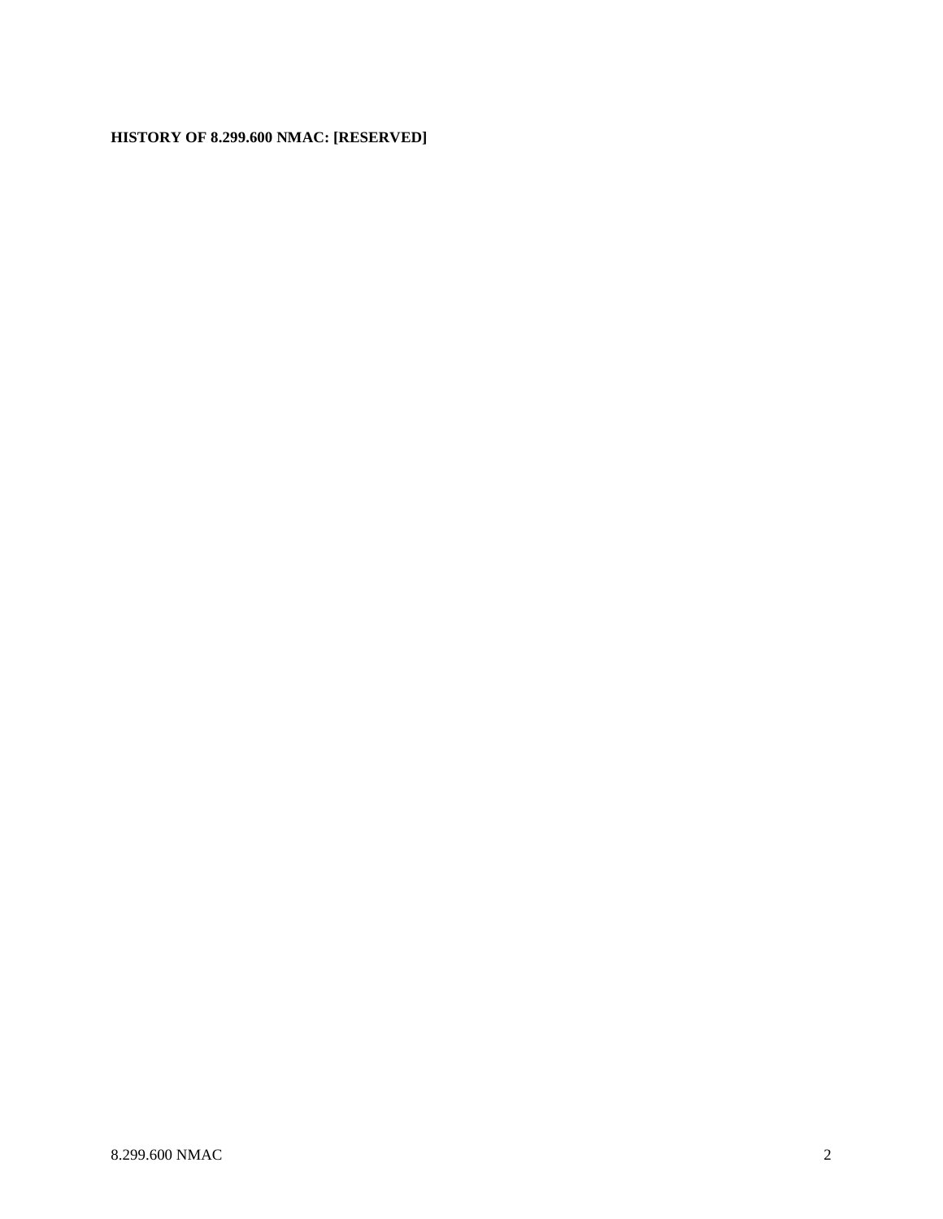**HISTORY OF 8.299.600 NMAC: [RESERVED]**